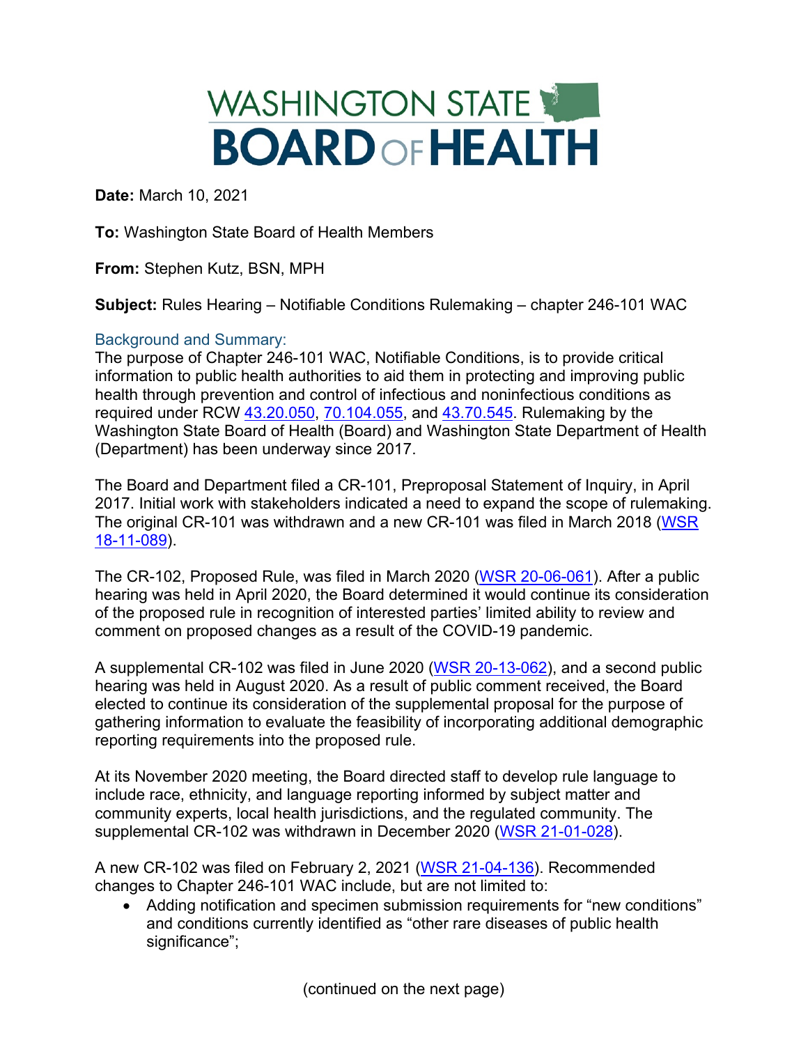# WASHINGTON STATE BOARD OF HEALTH

**Date:** March 10, 2021

**To:** Washington State Board of Health Members

**From:** Stephen Kutz, BSN, MPH

**Subject:** Rules Hearing – Notifiable Conditions Rulemaking – chapter 246-101 WAC

## Background and Summary:

The purpose of Chapter 246-101 WAC, Notifiable Conditions, is to provide critical information to public health authorities to aid them in protecting and improving public health through prevention and control of infectious and noninfectious conditions as required under RCW 43.20.050, 70.104.055, and 43.70.545. Rulemaking by the Washington State Board of Health (Board) and Washington State Department of Health (Department) has been underway since 2017.

The Board and Department filed a CR-101, Preproposal Statement of Inquiry, in April 2017. Initial work with stakeholders indicated a need to expand the scope of rulemaking. The original CR-101 was withdrawn and a new CR-101 was filed in March 2018 (WSR 18-11-089).

The CR-102, Proposed Rule, was filed in March 2020 (WSR 20-06-061). After a public hearing was held in April 2020, the Board determined it would continue its consideration of the proposed rule in recognition of interested parties' limited ability to review and comment on proposed changes as a result of the COVID-19 pandemic.

A supplemental CR-102 was filed in June 2020 (WSR 20-13-062), and a second public hearing was held in August 2020. As a result of public comment received, the Board elected to continue its consideration of the supplemental proposal for the purpose of gathering information to evaluate the feasibility of incorporating additional demographic reporting requirements into the proposed rule.

At its November 2020 meeting, the Board directed staff to develop rule language to include race, ethnicity, and language reporting informed by subject matter and community experts, local health jurisdictions, and the regulated community. The supplemental CR-102 was withdrawn in December 2020 (WSR 21-01-028).

A new CR-102 was filed on February 2, 2021 (WSR 21-04-136). Recommended changes to Chapter 246-101 WAC include, but are not limited to:

- Adding notification and specimen submission requirements for "new conditions" and conditions currently identified as "other rare diseases of public health significance";

(continued on the next page)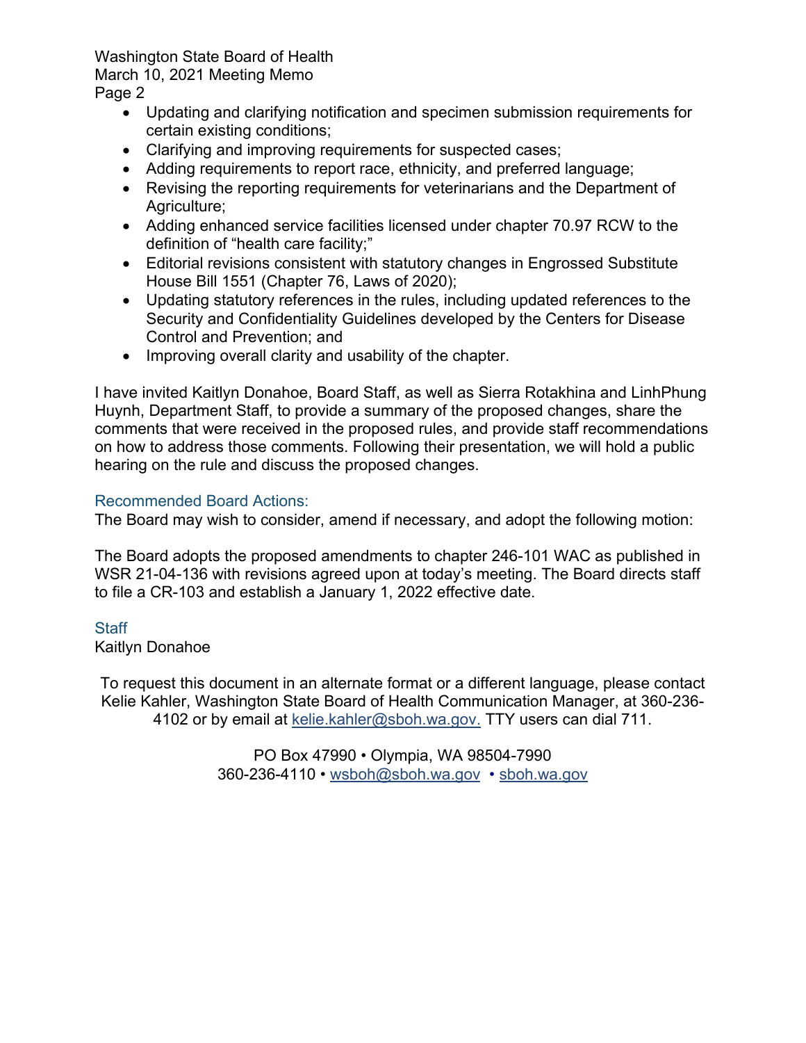- Updating and clarifying notification and specimen submission requirements for certain existing conditions;
- Clarifying and improving requirements for suspected cases;
- Adding requirements to report race, ethnicity, and preferred language;
- Revising the reporting requirements for veterinarians and the Department of Agriculture;
- Adding enhanced service facilities licensed under chapter 70.97 RCW to the definition of "health care facility;"
- Editorial revisions consistent with statutory changes in Engrossed Substitute House Bill 1551 (Chapter 76, Laws of 2020);
- Updating statutory references in the rules, including updated references to the Security and Confidentiality Guidelines developed by the Centers for Disease Control and Prevention; and
- Improving overall clarity and usability of the chapter.

I have invited Kaitlyn Donahoe, Board Staff, as well as Sierra Rotakhina and LinhPhung Huynh, Department Staff, to provide a summary of the proposed changes, share the comments that were received in the proposed rules, and provide staff recommendations on how to address those comments. Following their presentation, we will hold a public hearing on the rule and discuss the proposed changes.

### Recommended Board Actions:

The Board may wish to consider, amend if necessary, and adopt the following motion:

The Board adopts the proposed amendments to chapter 246-101 WAC as published in WSR 21-04-136 with revisions agreed upon at today's meeting. The Board directs staff to file a CR-103 and establish a January 1, 2022 effective date.

### Staff

Kaitlyn Donahoe

To request this document in an alternate format or a different language, please contact Kelie Kahler, Washington State Board of Health Communication Manager, at 360-236-4102 or by email at kelie.kahler@sboh.wa.gov. TTY users can dial 711.

PO Box 47990 • Olympia, WA 98504-7990
360-236-4110 • wsboh@sboh.wa.gov • sboh.wa.gov